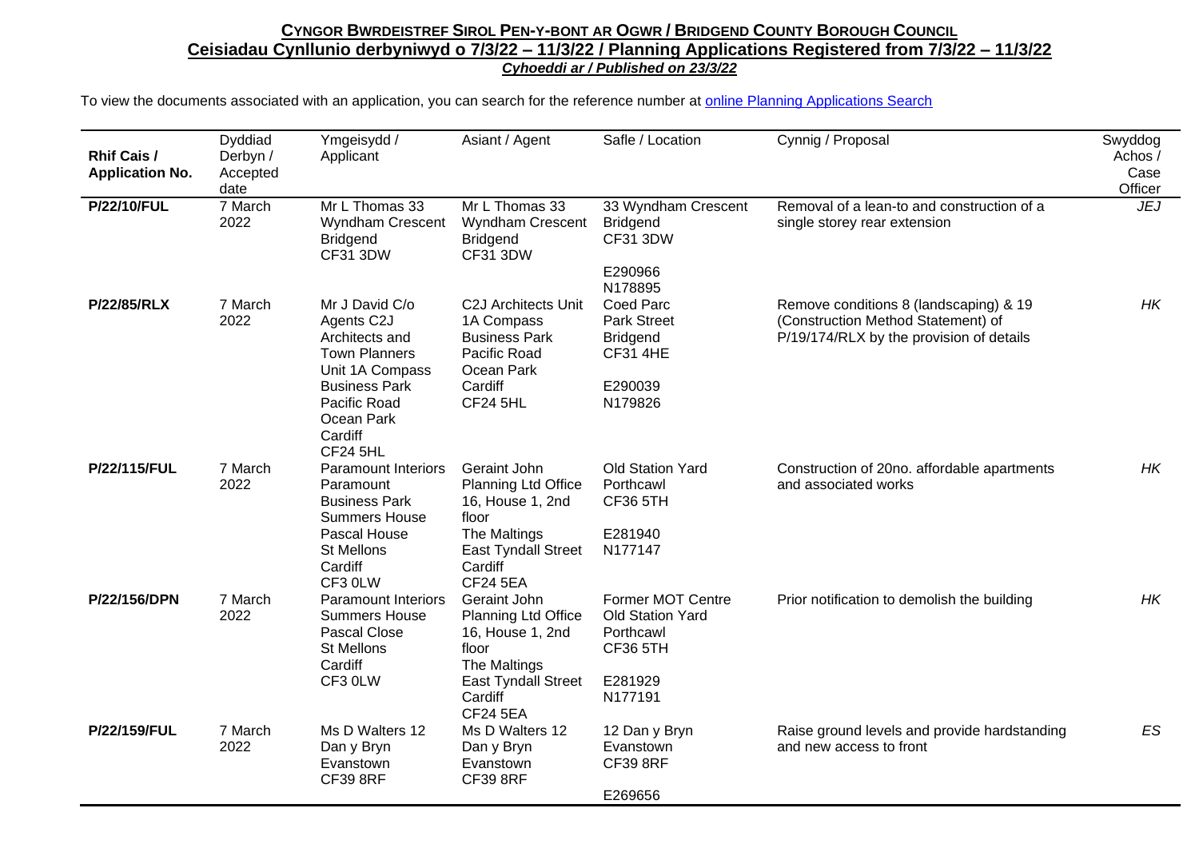**CYNGOR BWRDEISTREF SIROL PEN-Y-BONT AR OGWR / BRIDGEND COUNTY BOROUGH COUNCIL**

**Ceisiadau Cynllunio derbyniwyd o 7/3/22 – 11/3/22 / Planning Applications Registered from 7/3/22 – 11/3/22**

***Cyhoeddi ar / Published on 23/3/22***

To view the documents associated with an application, you can search for the reference number at online Planning Applications Search

| Rhif Cais / Application No. | Dyddiad Derbyn / Accepted date | Ymgeisydd / Applicant | Asiant / Agent | Safle / Location | Cynnig / Proposal | Swyddog Achos / Case Officer |
|---|---|---|---|---|---|---|
| **P/22/10/FUL** | 7 March 2022 | Mr L Thomas 33 Wyndham Crescent Bridgend CF31 3DW | Mr L Thomas 33 Wyndham Crescent Bridgend CF31 3DW | 33 Wyndham Crescent Bridgend CF31 3DW<br><br>E290966<br>N178895 | Removal of a lean-to and construction of a single storey rear extension | *JEJ* |
| **P/22/85/RLX** | 7 March 2022 | Mr J David C/o Agents C2J Architects and Town Planners Unit 1A Compass Business Park Pacific Road Ocean Park Cardiff CF24 5HL | C2J Architects Unit 1A Compass Business Park Pacific Road Ocean Park Cardiff CF24 5HL | Coed Parc Park Street Bridgend CF31 4HE<br><br>E290039<br>N179826 | Remove conditions 8 (landscaping) & 19 (Construction Method Statement) of P/19/174/RLX by the provision of details | *HK* |
| **P/22/115/FUL** | 7 March 2022 | Paramount Interiors Paramount Business Park Summers House Pascal House St Mellons Cardiff CF3 0LW | Geraint John Planning Ltd Office 16, House 1, 2nd floor The Maltings East Tyndall Street Cardiff CF24 5EA | Old Station Yard Porthcawl CF36 5TH<br><br>E281940<br>N177147 | Construction of 20no. affordable apartments and associated works | *HK* |
| **P/22/156/DPN** | 7 March 2022 | Paramount Interiors Summers House Pascal Close St Mellons Cardiff CF3 0LW | Geraint John Planning Ltd Office 16, House 1, 2nd floor The Maltings East Tyndall Street Cardiff CF24 5EA | Former MOT Centre Old Station Yard Porthcawl CF36 5TH<br><br>E281929<br>N177191 | Prior notification to demolish the building | *HK* |
| **P/22/159/FUL** | 7 March 2022 | Ms D Walters 12 Dan y Bryn Evanstown CF39 8RF | Ms D Walters 12 Dan y Bryn Evanstown CF39 8RF | 12 Dan y Bryn Evanstown CF39 8RF<br><br>E269656 | Raise ground levels and provide hardstanding and new access to front | *ES* |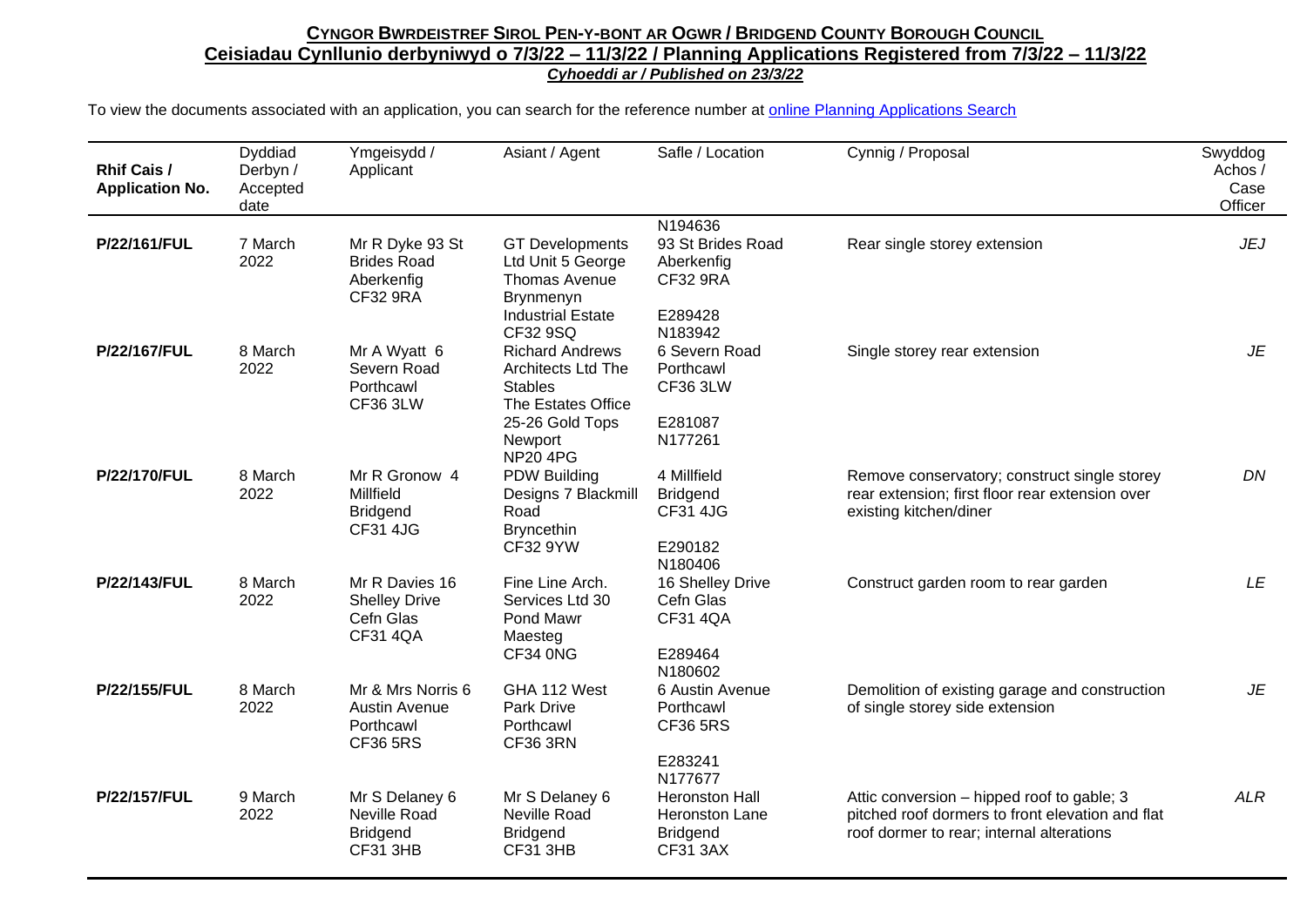**CYNGOR BWRDEISTREF SIROL PEN-Y-BONT AR OGWR / BRIDGEND COUNTY BOROUGH COUNCIL**
**Ceisiadau Cynllunio derbyniwyd o 7/3/22 – 11/3/22 / Planning Applications Registered from 7/3/22 – 11/3/22**
***Cyhoeddi ar / Published on 23/3/22***

To view the documents associated with an application, you can search for the reference number at online Planning Applications Search

| Rhif Cais / Application No. | Dyddiad Derbyn / Accepted date | Ymgeisydd / Applicant | Asiant / Agent | Safle / Location | Cynnig / Proposal | Swyddog Achos / Case Officer |
|---|---|---|---|---|---|---|
| | | | | N194636 | | |
| **P/22/161/FUL** | 7 March 2022 | Mr R Dyke 93 St Brides Road Aberkenfig CF32 9RA | GT Developments Ltd Unit 5 George Thomas Avenue Brynmenyn Industrial Estate CF32 9SQ | 93 St Brides Road Aberkenfig CF32 9RA E289428 N183942 | Rear single storey extension | *JEJ* |
| **P/22/167/FUL** | 8 March 2022 | Mr A Wyatt 6 Severn Road Porthcawl CF36 3LW | Richard Andrews Architects Ltd The Stables The Estates Office 25-26 Gold Tops Newport NP20 4PG | 6 Severn Road Porthcawl CF36 3LW E281087 N177261 | Single storey rear extension | *JE* |
| **P/22/170/FUL** | 8 March 2022 | Mr R Gronow 4 Millfield Bridgend CF31 4JG | PDW Building Designs 7 Blackmill Road Bryncethin CF32 9YW | 4 Millfield Bridgend CF31 4JG E290182 N180406 | Remove conservatory; construct single storey rear extension; first floor rear extension over existing kitchen/diner | *DN* |
| **P/22/143/FUL** | 8 March 2022 | Mr R Davies 16 Shelley Drive Cefn Glas CF31 4QA | Fine Line Arch. Services Ltd 30 Pond Mawr Maesteg CF34 0NG | 16 Shelley Drive Cefn Glas CF31 4QA E289464 N180602 | Construct garden room to rear garden | *LE* |
| **P/22/155/FUL** | 8 March 2022 | Mr & Mrs Norris 6 Austin Avenue Porthcawl CF36 5RS | GHA 112 West Park Drive Porthcawl CF36 3RN | 6 Austin Avenue Porthcawl CF36 5RS E283241 N177677 | Demolition of existing garage and construction of single storey side extension | *JE* |
| **P/22/157/FUL** | 9 March 2022 | Mr S Delaney 6 Neville Road Bridgend CF31 3HB | Mr S Delaney 6 Neville Road Bridgend CF31 3HB | Heronston Hall Heronston Lane Bridgend CF31 3AX | Attic conversion – hipped roof to gable; 3 pitched roof dormers to front elevation and flat roof dormer to rear; internal alterations | *ALR* |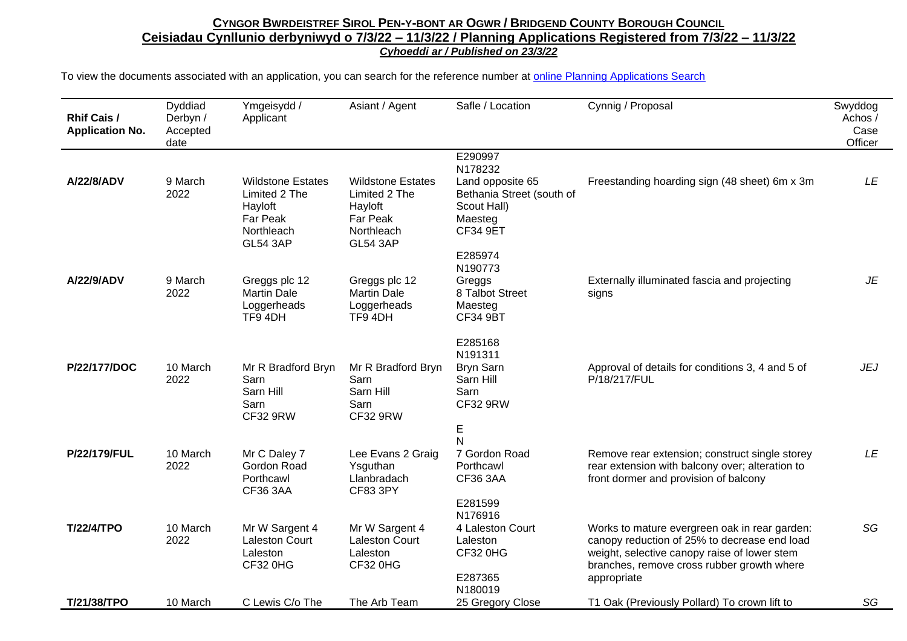**CYNGOR BWRDEISTREF SIROL PEN-Y-BONT AR OGWR / BRIDGEND COUNTY BOROUGH COUNCIL**
**Ceisiadau Cynllunio derbyniwyd o 7/3/22 – 11/3/22 / Planning Applications Registered from 7/3/22 – 11/3/22**
***Cyhoeddi ar / Published on 23/3/22***

To view the documents associated with an application, you can search for the reference number at online Planning Applications Search

| Rhif Cais / Application No. | Dyddiad Derbyn / Accepted date | Ymgeisydd / Applicant | Asiant / Agent | Safle / Location | Cynnig / Proposal | Swyddog Achos / Case Officer |
|---|---|---|---|---|---|---|
| **A/22/8/ADV** | 9 March 2022 | Wildstone Estates Limited 2 The Hayloft Far Peak Northleach GL54 3AP | Wildstone Estates Limited 2 The Hayloft Far Peak Northleach GL54 3AP | E290997 N178232 Land opposite 65 Bethania Street (south of Scout Hall) Maesteg CF34 9ET | Freestanding hoarding sign (48 sheet) 6m x 3m | *LE* |
| **A/22/9/ADV** | 9 March 2022 | Greggs plc 12 Martin Dale Loggerheads TF9 4DH | Greggs plc 12 Martin Dale Loggerheads TF9 4DH | E285974 N190773 Greggs 8 Talbot Street Maesteg CF34 9BT | Externally illuminated fascia and projecting signs | *JE* |
| **P/22/177/DOC** | 10 March 2022 | Mr R Bradford Bryn Sarn Sarn Hill Sarn CF32 9RW | Mr R Bradford Bryn Sarn Sarn Hill Sarn CF32 9RW | E285168 N191311 Bryn Sarn Sarn Hill Sarn CF32 9RW | Approval of details for conditions 3, 4 and 5 of P/18/217/FUL | *JEJ* |
| **P/22/179/FUL** | 10 March 2022 | Mr C Daley 7 Gordon Road Porthcawl CF36 3AA | Lee Evans 2 Graig Ysguthan Llanbradach CF83 3PY | E N 7 Gordon Road Porthcawl CF36 3AA | Remove rear extension; construct single storey rear extension with balcony over; alteration to front dormer and provision of balcony | *LE* |
| **T/22/4/TPO** | 10 March 2022 | Mr W Sargent 4 Laleston Court Laleston CF32 0HG | Mr W Sargent 4 Laleston Court Laleston CF32 0HG | E281599 N176916 4 Laleston Court Laleston CF32 0HG | Works to mature evergreen oak in rear garden: canopy reduction of 25% to decrease end load weight, selective canopy raise of lower stem branches, remove cross rubber growth where appropriate | *SG* |
| **T/21/38/TPO** | 10 March | C Lewis C/o The | The Arb Team | E287365 N180019 25 Gregory Close | T1 Oak (Previously Pollard) To crown lift to | *SG* |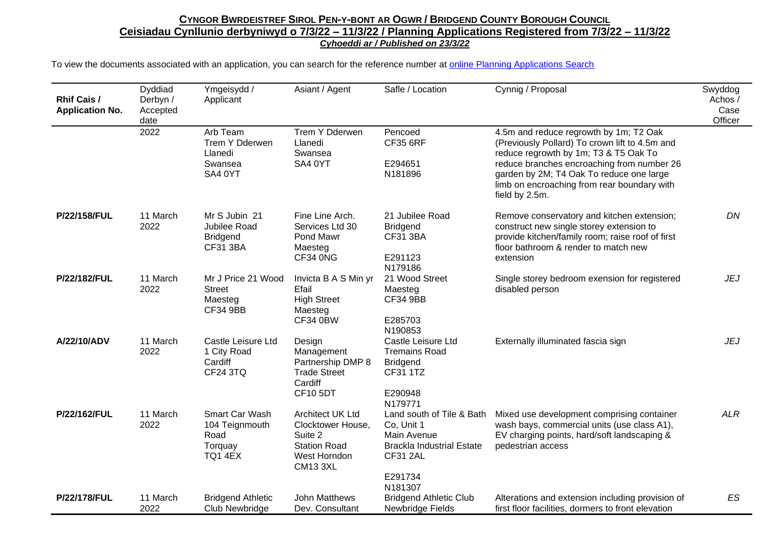**CYNGOR BWRDEISTREF SIROL PEN-Y-BONT AR OGWR / BRIDGEND COUNTY BOROUGH COUNCIL**

**Ceisiadau Cynllunio derbyniwyd o 7/3/22 – 11/3/22 / Planning Applications Registered from 7/3/22 – 11/3/22**

***Cyhoeddi ar / Published on 23/3/22***

To view the documents associated with an application, you can search for the reference number at online Planning Applications Search

| Rhif Cais / Application No. | Dyddiad Derbyn / Accepted date | Ymgeisydd / Applicant | Asiant / Agent | Safle / Location | Cynnig / Proposal | Swyddog Achos / Case Officer |
|---|---|---|---|---|---|---|
| | 2022 | Arb Team Trem Y Dderwen Llanedi Swansea SA4 0YT | Trem Y Dderwen Llanedi Swansea SA4 0YT | Pencoed CF35 6RF E294651 N181896 | 4.5m and reduce regrowth by 1m; T2 Oak (Previously Pollard) To crown lift to 4.5m and reduce regrowth by 1m; T3 & T5 Oak To reduce branches encroaching from number 26 garden by 2M; T4 Oak To reduce one large limb on encroaching from rear boundary with field by 2.5m. | |
| **P/22/158/FUL** | 11 March 2022 | Mr S Jubin 21 Jubilee Road Bridgend CF31 3BA | Fine Line Arch. Services Ltd 30 Pond Mawr Maesteg CF34 0NG | 21 Jubilee Road Bridgend CF31 3BA E291123 N179186 | Remove conservatory and kitchen extension; construct new single storey extension to provide kitchen/family room; raise roof of first floor bathroom & render to match new extension | *DN* |
| **P/22/182/FUL** | 11 March 2022 | Mr J Price 21 Wood Street Maesteg CF34 9BB | Invicta B A S Min yr Efail High Street Maesteg CF34 0BW | 21 Wood Street Maesteg CF34 9BB E285703 N190853 | Single storey bedroom exension for registered disabled person | *JEJ* |
| **A/22/10/ADV** | 11 March 2022 | Castle Leisure Ltd 1 City Road Cardiff CF24 3TQ | Design Management Partnership DMP 8 Trade Street Cardiff CF10 5DT | Castle Leisure Ltd Tremains Road Bridgend CF31 1TZ E290948 N179771 | Externally illuminated fascia sign | *JEJ* |
| **P/22/162/FUL** | 11 March 2022 | Smart Car Wash 104 Teignmouth Road Torquay TQ1 4EX | Architect UK Ltd Clocktower House, Suite 2 Station Road West Horndon CM13 3XL | Land south of Tile & Bath Co, Unit 1 Main Avenue Brackla Industrial Estate CF31 2AL E291734 N181307 | Mixed use development comprising container wash bays, commercial units (use class A1), EV charging points, hard/soft landscaping & pedestrian access | *ALR* |
| **P/22/178/FUL** | 11 March 2022 | Bridgend Athletic Club Newbridge | John Matthews Dev. Consultant | Bridgend Athletic Club Newbridge Fields | Alterations and extension including provision of first floor facilities, dormers to front elevation | *ES* |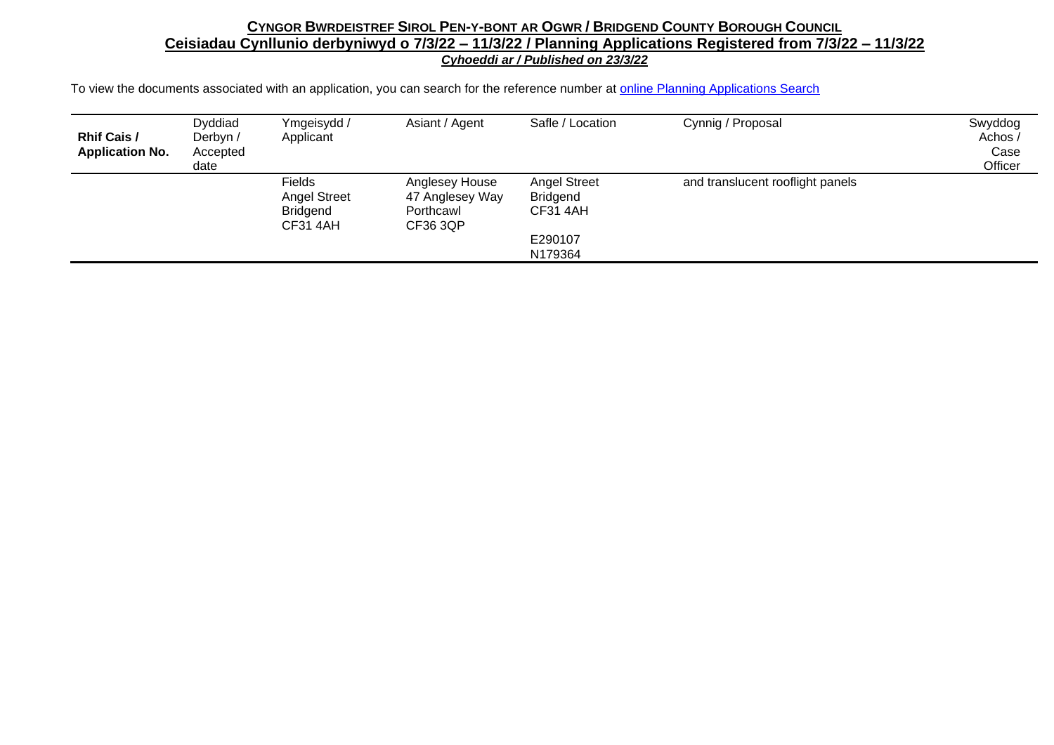**CYNGOR BWRDEISTREF SIROL PEN-Y-BONT AR OGWR / BRIDGEND COUNTY BOROUGH COUNCIL**
**Ceisiadau Cynllunio derbyniwyd o 7/3/22 – 11/3/22 / Planning Applications Registered from 7/3/22 – 11/3/22**
***Cyhoeddi ar / Published on 23/3/22***

To view the documents associated with an application, you can search for the reference number at online Planning Applications Search

| **Rhif Cais / Application No.** | Dyddiad Derbyn / Accepted date | Ymgeisydd / Applicant | Asiant / Agent | Safle / Location | Cynnig / Proposal | Swyddog Achos / Case Officer |
|---|---|---|---|---|---|---|
| | | Fields<br>Angel Street<br>Bridgend<br>CF31 4AH | Anglesey House<br>47 Anglesey Way<br>Porthcawl<br>CF36 3QP | Angel Street<br>Bridgend<br>CF31 4AH<br><br>E290107<br>N179364 | and translucent rooflight panels | |